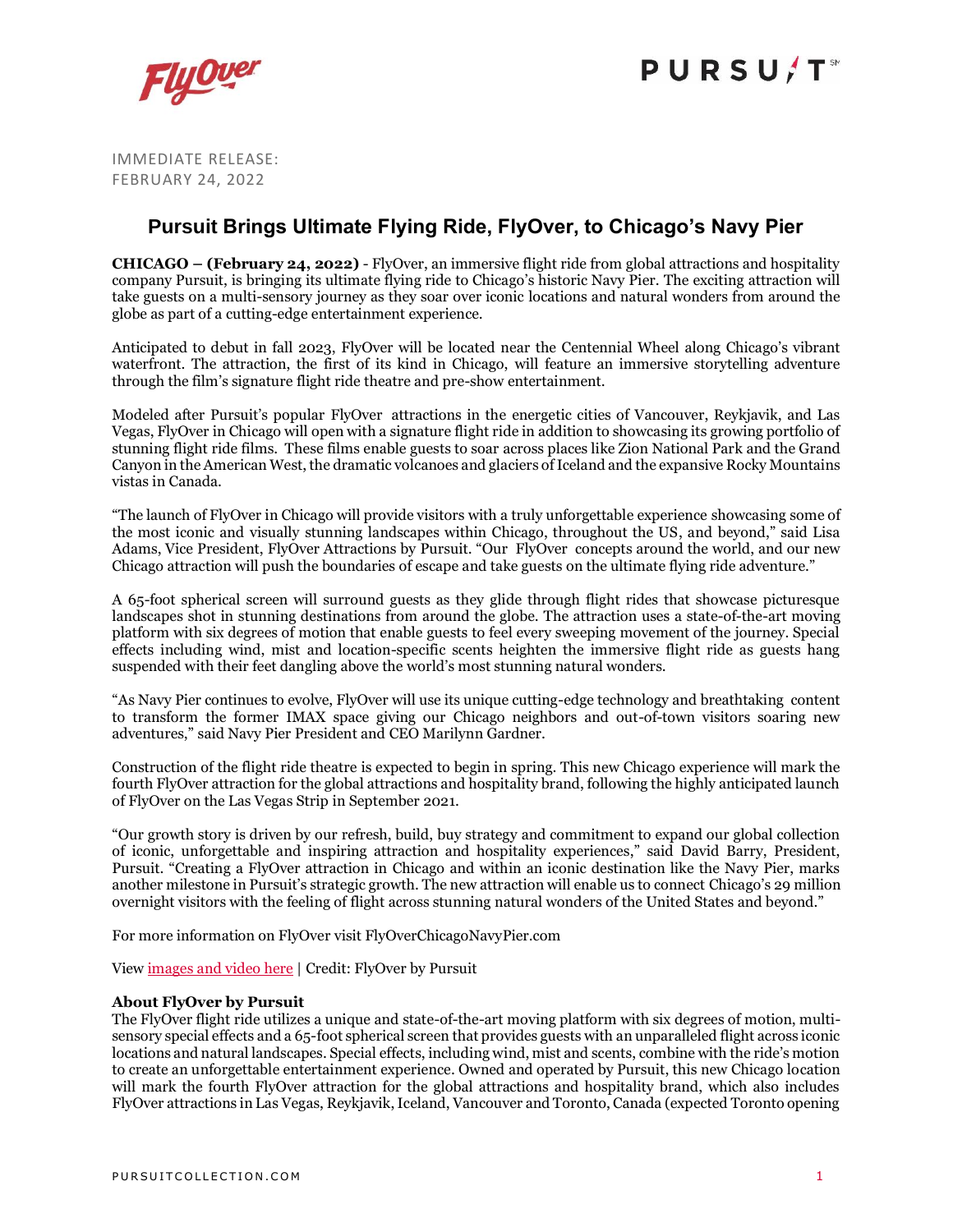IMMEDIATE RELEASE:
FEBRUARY 24, 2022

# Pursuit Brings Ultimate Flying Ride, FlyOver, to Chicago's Navy Pier

**CHICAGO – (February 24, 2022)** - FlyOver, an immersive flight ride from global attractions and hospitality company Pursuit, is bringing its ultimate flying ride to Chicago's historic Navy Pier. The exciting attraction will take guests on a multi-sensory journey as they soar over iconic locations and natural wonders from around the globe as part of a cutting-edge entertainment experience.

Anticipated to debut in fall 2023, FlyOver will be located near the Centennial Wheel along Chicago's vibrant waterfront. The attraction, the first of its kind in Chicago, will feature an immersive storytelling adventure through the film's signature flight ride theatre and pre-show entertainment.

Modeled after Pursuit's popular FlyOver attractions in the energetic cities of Vancouver, Reykjavik, and Las Vegas, FlyOver in Chicago will open with a signature flight ride in addition to showcasing its growing portfolio of stunning flight ride films. These films enable guests to soar across places like Zion National Park and the Grand Canyon in the American West, the dramatic volcanoes and glaciers of Iceland and the expansive Rocky Mountains vistas in Canada.

"The launch of FlyOver in Chicago will provide visitors with a truly unforgettable experience showcasing some of the most iconic and visually stunning landscapes within Chicago, throughout the US, and beyond," said Lisa Adams, Vice President, FlyOver Attractions by Pursuit. "Our FlyOver concepts around the world, and our new Chicago attraction will push the boundaries of escape and take guests on the ultimate flying ride adventure."

A 65-foot spherical screen will surround guests as they glide through flight rides that showcase picturesque landscapes shot in stunning destinations from around the globe. The attraction uses a state-of-the-art moving platform with six degrees of motion that enable guests to feel every sweeping movement of the journey. Special effects including wind, mist and location-specific scents heighten the immersive flight ride as guests hang suspended with their feet dangling above the world's most stunning natural wonders.

"As Navy Pier continues to evolve, FlyOver will use its unique cutting-edge technology and breathtaking content to transform the former IMAX space giving our Chicago neighbors and out-of-town visitors soaring new adventures," said Navy Pier President and CEO Marilynn Gardner.

Construction of the flight ride theatre is expected to begin in spring. This new Chicago experience will mark the fourth FlyOver attraction for the global attractions and hospitality brand, following the highly anticipated launch of FlyOver on the Las Vegas Strip in September 2021.

"Our growth story is driven by our refresh, build, buy strategy and commitment to expand our global collection of iconic, unforgettable and inspiring attraction and hospitality experiences," said David Barry, President, Pursuit. "Creating a FlyOver attraction in Chicago and within an iconic destination like the Navy Pier, marks another milestone in Pursuit's strategic growth. The new attraction will enable us to connect Chicago's 29 million overnight visitors with the feeling of flight across stunning natural wonders of the United States and beyond."

For more information on FlyOver visit FlyOverChicagoNavyPier.com

View images and video here | Credit: FlyOver by Pursuit

**About FlyOver by Pursuit**
The FlyOver flight ride utilizes a unique and state-of-the-art moving platform with six degrees of motion, multi-sensory special effects and a 65-foot spherical screen that provides guests with an unparalleled flight across iconic locations and natural landscapes. Special effects, including wind, mist and scents, combine with the ride's motion to create an unforgettable entertainment experience. Owned and operated by Pursuit, this new Chicago location will mark the fourth FlyOver attraction for the global attractions and hospitality brand, which also includes FlyOver attractions in Las Vegas, Reykjavik, Iceland, Vancouver and Toronto, Canada (expected Toronto opening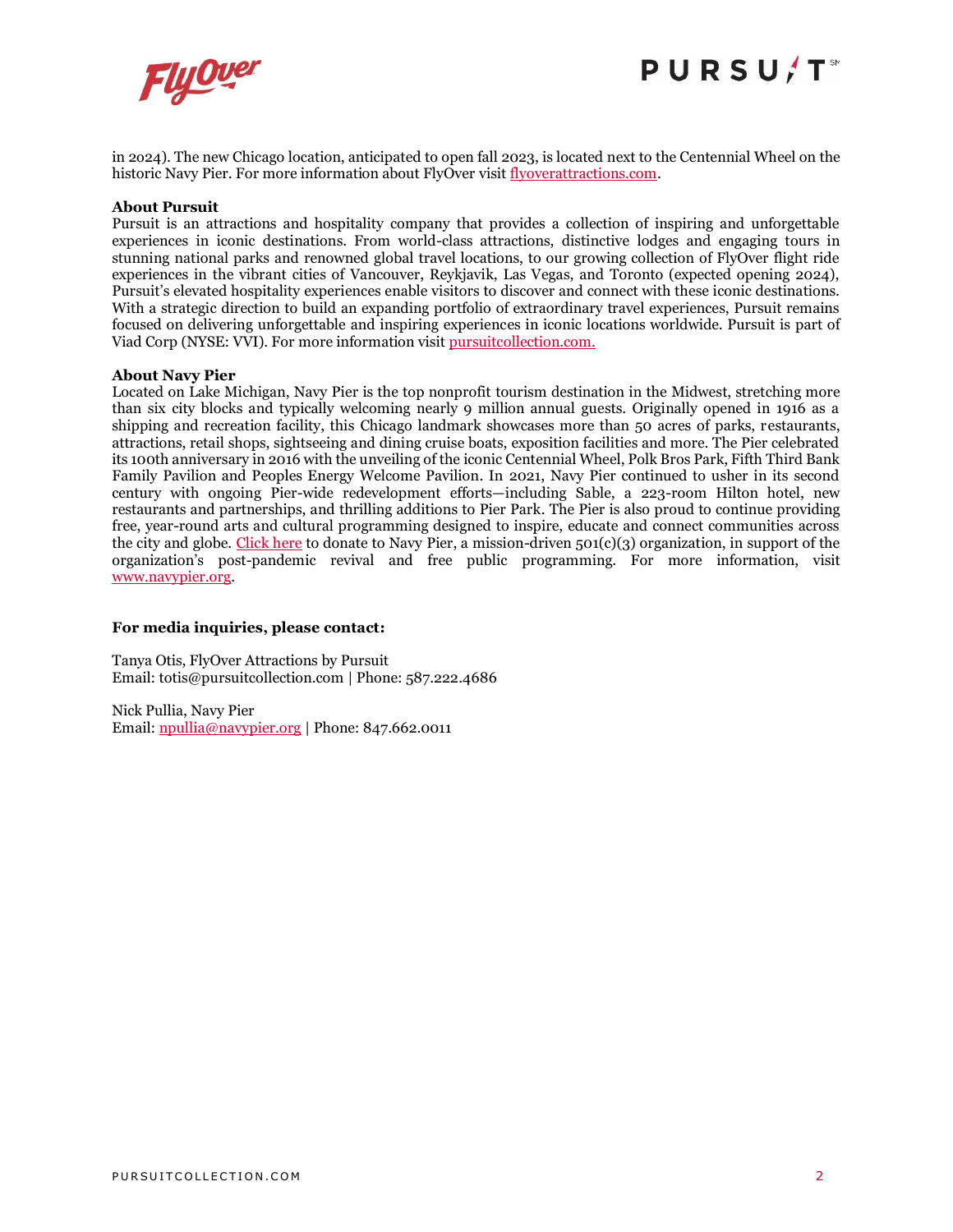in 2024). The new Chicago location, anticipated to open fall 2023, is located next to the Centennial Wheel on the historic Navy Pier. For more information about FlyOver visit flyoverattractions.com.

**About Pursuit**

Pursuit is an attractions and hospitality company that provides a collection of inspiring and unforgettable experiences in iconic destinations. From world-class attractions, distinctive lodges and engaging tours in stunning national parks and renowned global travel locations, to our growing collection of FlyOver flight ride experiences in the vibrant cities of Vancouver, Reykjavik, Las Vegas, and Toronto (expected opening 2024), Pursuit's elevated hospitality experiences enable visitors to discover and connect with these iconic destinations. With a strategic direction to build an expanding portfolio of extraordinary travel experiences, Pursuit remains focused on delivering unforgettable and inspiring experiences in iconic locations worldwide. Pursuit is part of Viad Corp (NYSE: VVI). For more information visit pursuitcollection.com.

**About Navy Pier**

Located on Lake Michigan, Navy Pier is the top nonprofit tourism destination in the Midwest, stretching more than six city blocks and typically welcoming nearly 9 million annual guests. Originally opened in 1916 as a shipping and recreation facility, this Chicago landmark showcases more than 50 acres of parks, restaurants, attractions, retail shops, sightseeing and dining cruise boats, exposition facilities and more. The Pier celebrated its 100th anniversary in 2016 with the unveiling of the iconic Centennial Wheel, Polk Bros Park, Fifth Third Bank Family Pavilion and Peoples Energy Welcome Pavilion. In 2021, Navy Pier continued to usher in its second century with ongoing Pier-wide redevelopment efforts—including Sable, a 223-room Hilton hotel, new restaurants and partnerships, and thrilling additions to Pier Park. The Pier is also proud to continue providing free, year-round arts and cultural programming designed to inspire, educate and connect communities across the city and globe. Click here to donate to Navy Pier, a mission-driven 501(c)(3) organization, in support of the organization's post-pandemic revival and free public programming. For more information, visit www.navypier.org.

**For media inquiries, please contact:**

Tanya Otis, FlyOver Attractions by Pursuit
Email: totis@pursuitcollection.com | Phone: 587.222.4686

Nick Pullia, Navy Pier
Email: npullia@navypier.org | Phone: 847.662.0011